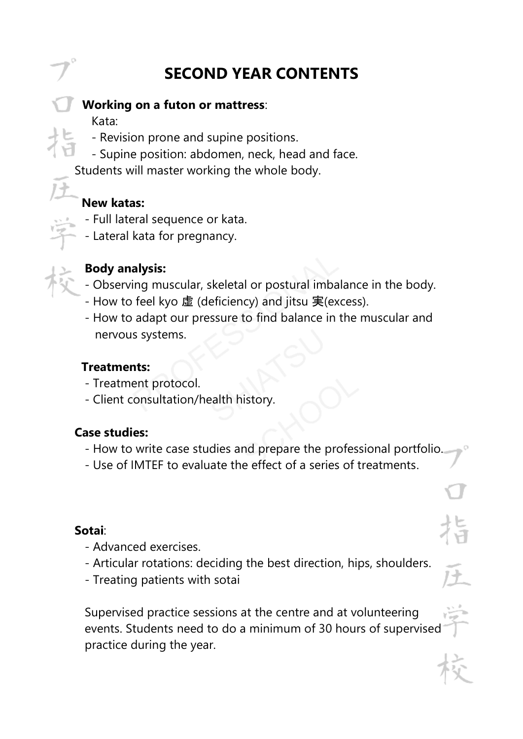# SECOND YEAR CONTENTS

**Working on a futon or mattress**:

Kata:

- Revision prone and supine positions.
- Supine position: abdomen, neck, head and face.

Students will master working the whole body.

**New katas:**

- Full lateral sequence or kata.
- Lateral kata for pregnancy.

**Body analysis:**

- Observing muscular, skeletal or postural imbalance in the body.
- How to feel kyo 虚 (deficiency) and jitsu 実(excess).
- How to adapt our pressure to find balance in the muscular and nervous systems.

**Treatments:**

- Treatment protocol.
- Client consultation/health history.

**Case studies:**

- How to write case studies and prepare the professional portfolio.
- Use of IMTEF to evaluate the effect of a series of treatments.

**Sotai**:

- Advanced exercises.
- Articular rotations: deciding the best direction, hips, shoulders.
- Treating patients with sotai

Supervised practice sessions at the centre and at volunteering events. Students need to do a minimum of 30 hours of supervised practice during the year.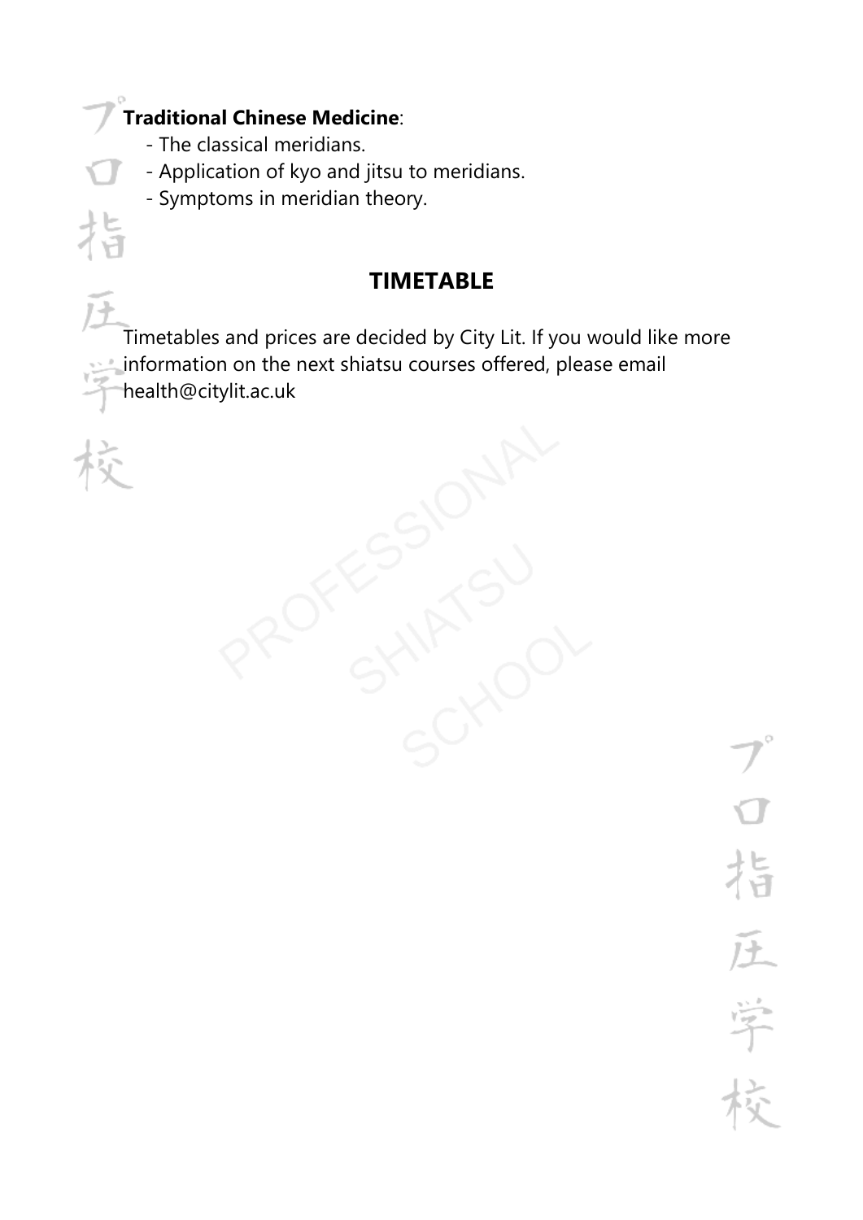**Traditional Chinese Medicine**:

- The classical meridians.
- Application of kyo and jitsu to meridians.
- Symptoms in meridian theory.

## TIMETABLE

Timetables and prices are decided by City Lit. If you would like more information on the next shiatsu courses offered, please email health@citylit.ac.uk